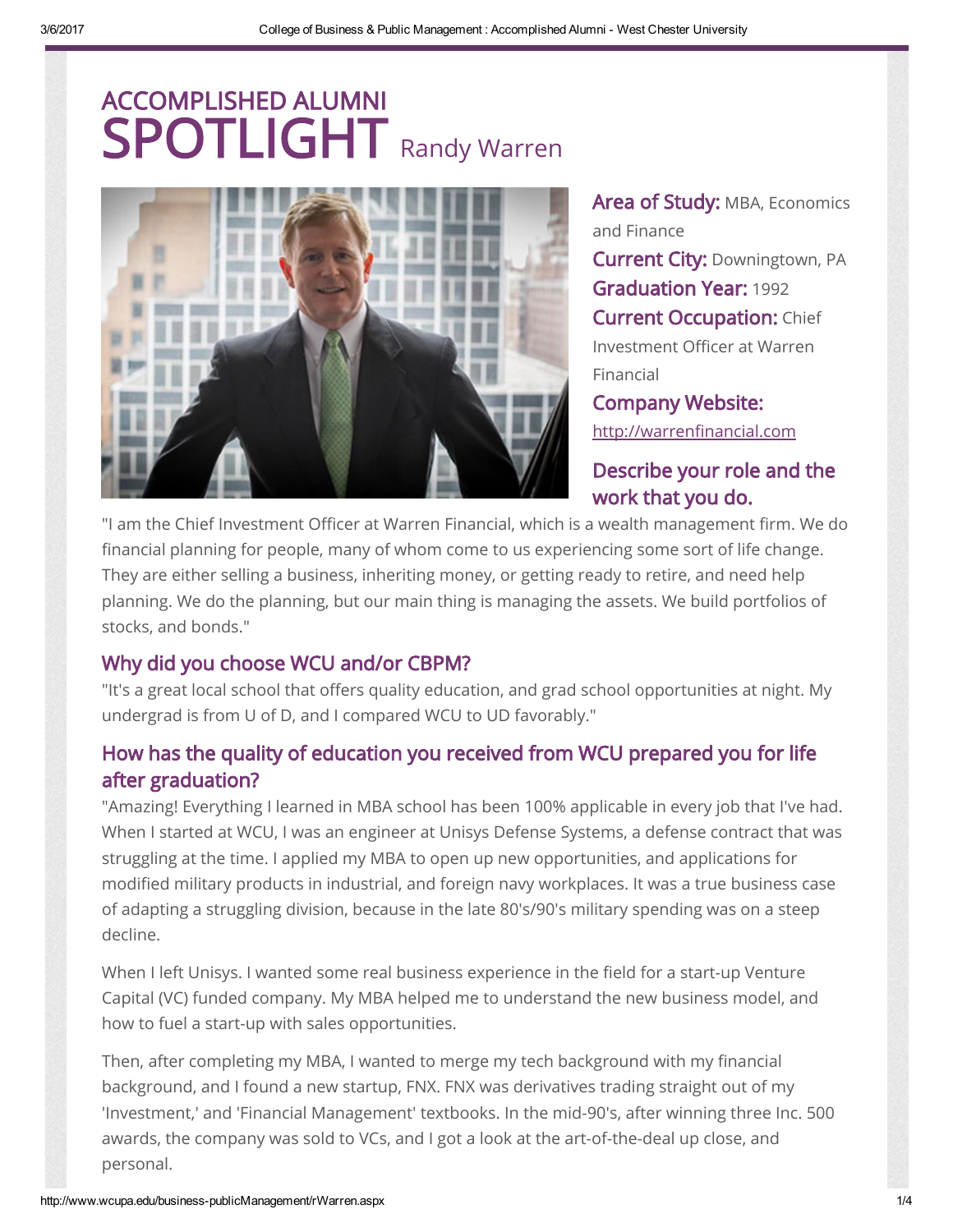# ACCOMPLISHED ALUMNI SPOTLIGHT Randy Warren

**Area of Study:** MBA, Economics and Finance

**Current City:** Downingtown, PA

**Graduation Year:** 1992

**Current Occupation:** Chief Investment Officer at Warren Financial

**Company Website:** http://warrenfinancial.com

## Describe your role and the work that you do.

"I am the Chief Investment Officer at Warren Financial, which is a wealth management firm. We do financial planning for people, many of whom come to us experiencing some sort of life change. They are either selling a business, inheriting money, or getting ready to retire, and need help planning. We do the planning, but our main thing is managing the assets. We build portfolios of stocks, and bonds."

## Why did you choose WCU and/or CBPM?

"It's a great local school that offers quality education, and grad school opportunities at night. My undergrad is from U of D, and I compared WCU to UD favorably."

## How has the quality of education you received from WCU prepared you for life after graduation?

"Amazing! Everything I learned in MBA school has been 100% applicable in every job that I've had. When I started at WCU, I was an engineer at Unisys Defense Systems, a defense contract that was struggling at the time. I applied my MBA to open up new opportunities, and applications for modified military products in industrial, and foreign navy workplaces. It was a true business case of adapting a struggling division, because in the late 80's/90's military spending was on a steep decline.

When I left Unisys. I wanted some real business experience in the field for a start-up Venture Capital (VC) funded company. My MBA helped me to understand the new business model, and how to fuel a start-up with sales opportunities.

Then, after completing my MBA, I wanted to merge my tech background with my financial background, and I found a new startup, FNX. FNX was derivatives trading straight out of my 'Investment,' and 'Financial Management' textbooks. In the mid-90's, after winning three Inc. 500 awards, the company was sold to VCs, and I got a look at the art-of-the-deal up close, and personal.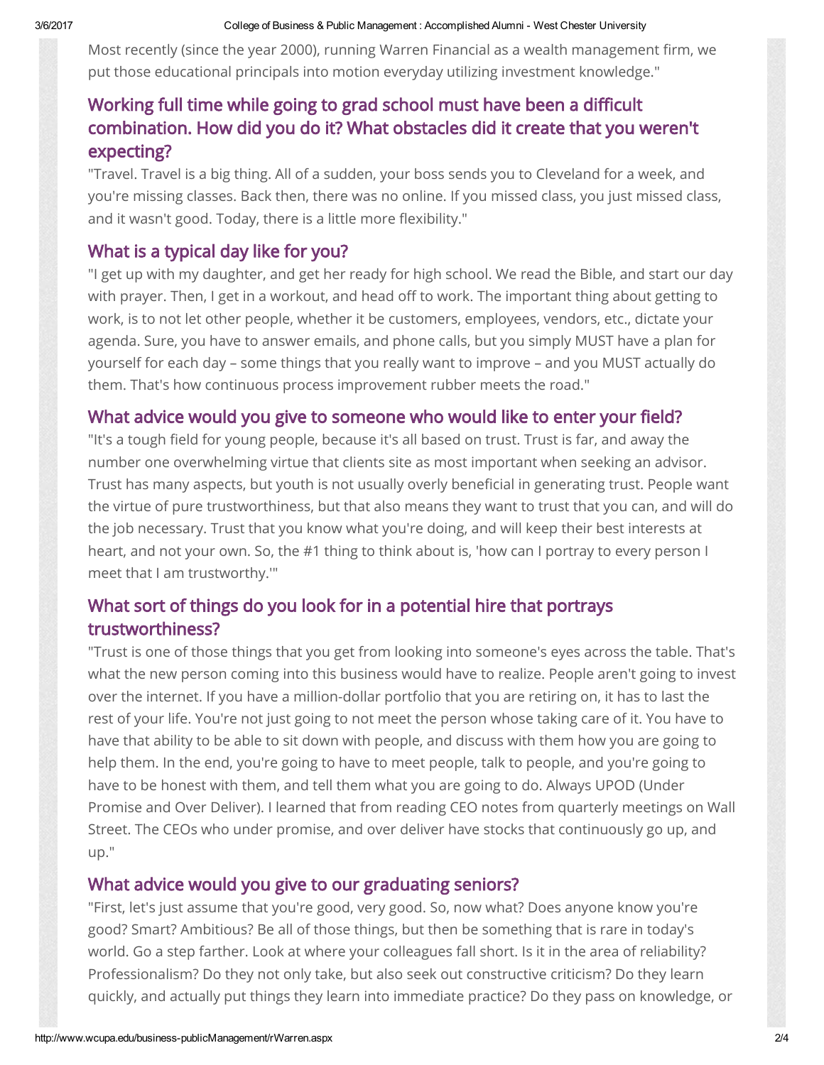Most recently (since the year 2000), running Warren Financial as a wealth management firm, we put those educational principals into motion everyday utilizing investment knowledge."

## Working full time while going to grad school must have been a difficult combination. How did you do it? What obstacles did it create that you weren't expecting?

"Travel. Travel is a big thing. All of a sudden, your boss sends you to Cleveland for a week, and you're missing classes. Back then, there was no online. If you missed class, you just missed class, and it wasn't good. Today, there is a little more flexibility."

## What is a typical day like for you?

"I get up with my daughter, and get her ready for high school. We read the Bible, and start our day with prayer. Then, I get in a workout, and head off to work. The important thing about getting to work, is to not let other people, whether it be customers, employees, vendors, etc., dictate your agenda. Sure, you have to answer emails, and phone calls, but you simply MUST have a plan for yourself for each day – some things that you really want to improve – and you MUST actually do them. That's how continuous process improvement rubber meets the road."

## What advice would you give to someone who would like to enter your field?

"It's a tough field for young people, because it's all based on trust. Trust is far, and away the number one overwhelming virtue that clients site as most important when seeking an advisor. Trust has many aspects, but youth is not usually overly beneficial in generating trust. People want the virtue of pure trustworthiness, but that also means they want to trust that you can, and will do the job necessary. Trust that you know what you're doing, and will keep their best interests at heart, and not your own. So, the #1 thing to think about is, 'how can I portray to every person I meet that I am trustworthy.'"

## What sort of things do you look for in a potential hire that portrays trustworthiness?

"Trust is one of those things that you get from looking into someone's eyes across the table. That's what the new person coming into this business would have to realize. People aren't going to invest over the internet. If you have a million-dollar portfolio that you are retiring on, it has to last the rest of your life. You're not just going to not meet the person whose taking care of it. You have to have that ability to be able to sit down with people, and discuss with them how you are going to help them. In the end, you're going to have to meet people, talk to people, and you're going to have to be honest with them, and tell them what you are going to do. Always UPOD (Under Promise and Over Deliver). I learned that from reading CEO notes from quarterly meetings on Wall Street. The CEOs who under promise, and over deliver have stocks that continuously go up, and up."

## What advice would you give to our graduating seniors?

"First, let's just assume that you're good, very good. So, now what? Does anyone know you're good? Smart? Ambitious? Be all of those things, but then be something that is rare in today's world. Go a step farther. Look at where your colleagues fall short. Is it in the area of reliability? Professionalism? Do they not only take, but also seek out constructive criticism? Do they learn quickly, and actually put things they learn into immediate practice? Do they pass on knowledge, or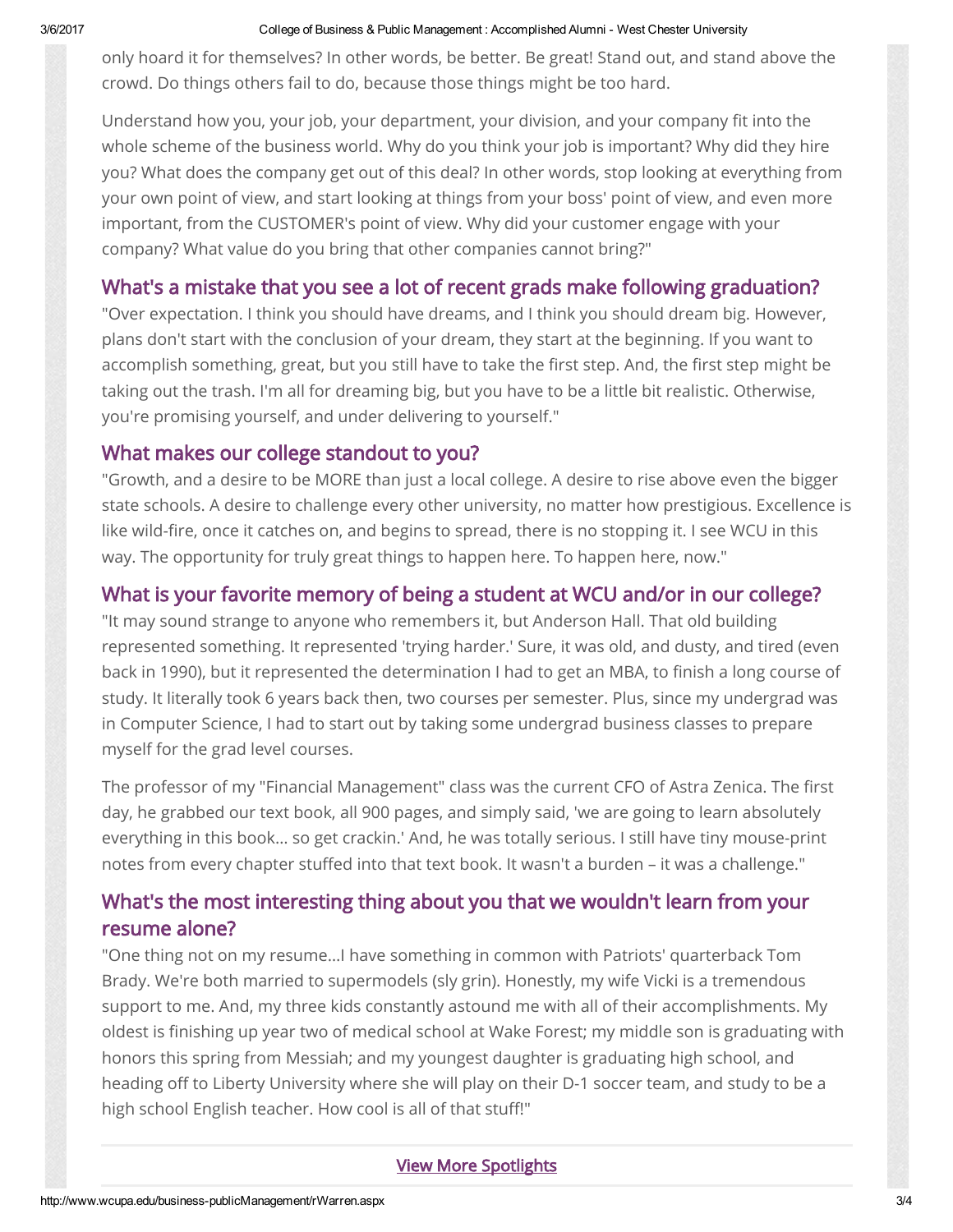only hoard it for themselves? In other words, be better. Be great! Stand out, and stand above the crowd. Do things others fail to do, because those things might be too hard.

Understand how you, your job, your department, your division, and your company fit into the whole scheme of the business world. Why do you think your job is important? Why did they hire you? What does the company get out of this deal? In other words, stop looking at everything from your own point of view, and start looking at things from your boss' point of view, and even more important, from the CUSTOMER's point of view. Why did your customer engage with your company? What value do you bring that other companies cannot bring?"

## What's a mistake that you see a lot of recent grads make following graduation?

"Over expectation. I think you should have dreams, and I think you should dream big. However, plans don't start with the conclusion of your dream, they start at the beginning. If you want to accomplish something, great, but you still have to take the first step. And, the first step might be taking out the trash. I'm all for dreaming big, but you have to be a little bit realistic. Otherwise, you're promising yourself, and under delivering to yourself."

## What makes our college standout to you?

"Growth, and a desire to be MORE than just a local college. A desire to rise above even the bigger state schools. A desire to challenge every other university, no matter how prestigious. Excellence is like wild-fire, once it catches on, and begins to spread, there is no stopping it. I see WCU in this way. The opportunity for truly great things to happen here. To happen here, now."

## What is your favorite memory of being a student at WCU and/or in our college?

"It may sound strange to anyone who remembers it, but Anderson Hall. That old building represented something. It represented 'trying harder.' Sure, it was old, and dusty, and tired (even back in 1990), but it represented the determination I had to get an MBA, to finish a long course of study. It literally took 6 years back then, two courses per semester. Plus, since my undergrad was in Computer Science, I had to start out by taking some undergrad business classes to prepare myself for the grad level courses.

The professor of my "Financial Management" class was the current CFO of Astra Zenica. The first day, he grabbed our text book, all 900 pages, and simply said, 'we are going to learn absolutely everything in this book... so get crackin.' And, he was totally serious. I still have tiny mouse-print notes from every chapter stuffed into that text book. It wasn't a burden – it was a challenge."

## What's the most interesting thing about you that we wouldn't learn from your resume alone?

"One thing not on my resume...I have something in common with Patriots' quarterback Tom Brady. We're both married to supermodels (sly grin). Honestly, my wife Vicki is a tremendous support to me. And, my three kids constantly astound me with all of their accomplishments. My oldest is finishing up year two of medical school at Wake Forest; my middle son is graduating with honors this spring from Messiah; and my youngest daughter is graduating high school, and heading off to Liberty University where she will play on their D-1 soccer team, and study to be a high school English teacher. How cool is all of that stuff!"

View More Spotlights